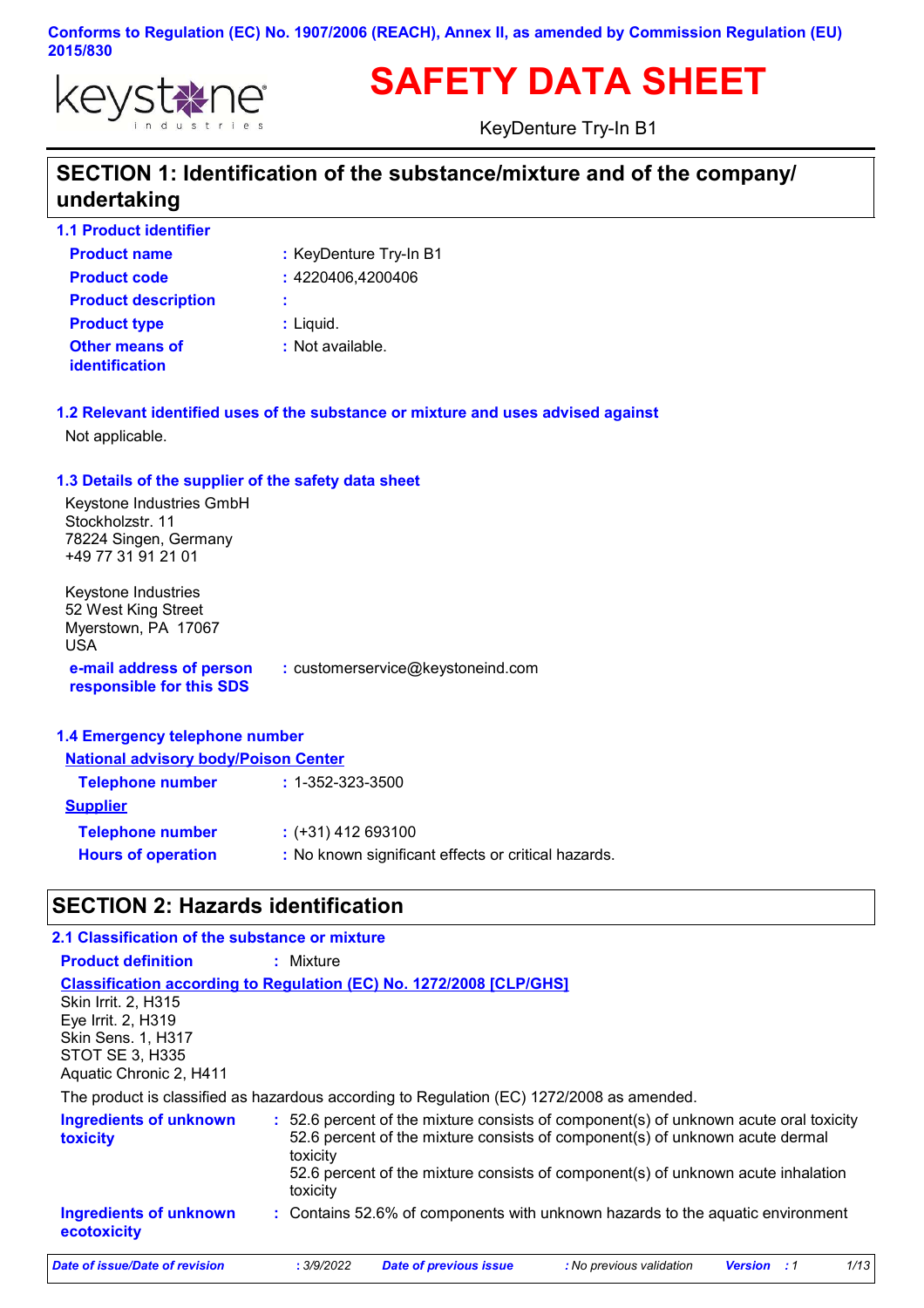Conforms to Regulation (EC) No. 1907/2006 (REACH), Annex II, as amended by Commission Regulation (EU) 2015/830

keystone industries

# SAFETY DATA SHEET

KeyDenture Try-In B1

## SECTION 1: Identification of the substance/mixture and of the company/ undertaking

### 1.1 Product identifier

| | |
|---|---|
| **Product name** | : KeyDenture Try-In B1 |
| **Product code** | : 4220406,4200406 |
| **Product description** | : |
| **Product type** | : Liquid. |
| **Other means of identification** | : Not available. |

### 1.2 Relevant identified uses of the substance or mixture and uses advised against

Not applicable.

### 1.3 Details of the supplier of the safety data sheet

Keystone Industries GmbH
Stockholzstr. 11
78224 Singen, Germany
+49 77 31 91 21 01

Keystone Industries
52 West King Street
Myerstown, PA 17067
USA

**e-mail address of person responsible for this SDS** : customerservice@keystoneind.com

### 1.4 Emergency telephone number

**National advisory body/Poison Center**

**Telephone number** : 1-352-323-3500

**Supplier**

**Telephone number** : (+31) 412 693100

**Hours of operation** : No known significant effects or critical hazards.

## SECTION 2: Hazards identification

### 2.1 Classification of the substance or mixture

**Product definition** : Mixture

**Classification according to Regulation (EC) No. 1272/2008 [CLP/GHS]**

Skin Irrit. 2, H315
Eye Irrit. 2, H319
Skin Sens. 1, H317
STOT SE 3, H335
Aquatic Chronic 2, H411

The product is classified as hazardous according to Regulation (EC) 1272/2008 as amended.

**Ingredients of unknown toxicity** : 52.6 percent of the mixture consists of component(s) of unknown acute oral toxicity
52.6 percent of the mixture consists of component(s) of unknown acute dermal toxicity
52.6 percent of the mixture consists of component(s) of unknown acute inhalation toxicity

**Ingredients of unknown ecotoxicity** : Contains 52.6% of components with unknown hazards to the aquatic environment

*Date of issue/Date of revision* : 3/9/2022 *Date of previous issue* : No previous validation *Version* : 1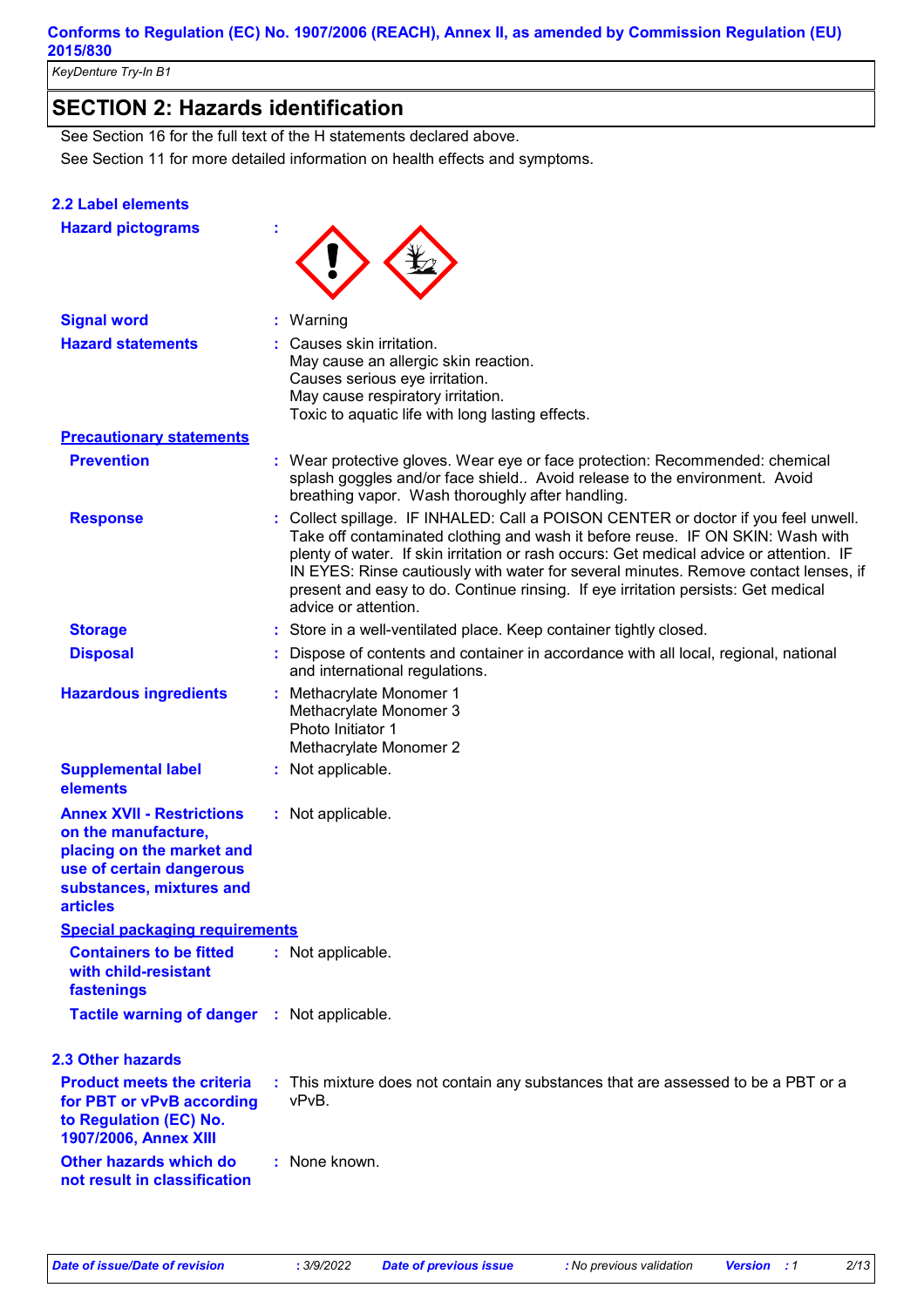## SECTION 2: Hazards identification

See Section 16 for the full text of the H statements declared above.

See Section 11 for more detailed information on health effects and symptoms.

### 2.2 Label elements

**Hazard pictograms** :

**Signal word** : Warning

**Hazard statements** : Causes skin irritation.
May cause an allergic skin reaction.
Causes serious eye irritation.
May cause respiratory irritation.
Toxic to aquatic life with long lasting effects.

**Precautionary statements**

**Prevention** : Wear protective gloves. Wear eye or face protection: Recommended: chemical splash goggles and/or face shield.. Avoid release to the environment. Avoid breathing vapor. Wash thoroughly after handling.

**Response** : Collect spillage. IF INHALED: Call a POISON CENTER or doctor if you feel unwell. Take off contaminated clothing and wash it before reuse. IF ON SKIN: Wash with plenty of water. If skin irritation or rash occurs: Get medical advice or attention. IF IN EYES: Rinse cautiously with water for several minutes. Remove contact lenses, if present and easy to do. Continue rinsing. If eye irritation persists: Get medical advice or attention.

**Storage** : Store in a well-ventilated place. Keep container tightly closed.

**Disposal** : Dispose of contents and container in accordance with all local, regional, national and international regulations.

**Hazardous ingredients** : Methacrylate Monomer 1
Methacrylate Monomer 3
Photo Initiator 1
Methacrylate Monomer 2

**Supplemental label elements** : Not applicable.

**Annex XVII - Restrictions on the manufacture, placing on the market and use of certain dangerous substances, mixtures and articles** : Not applicable.

**Special packaging requirements**

**Containers to be fitted with child-resistant fastenings** : Not applicable.

**Tactile warning of danger** : Not applicable.

### 2.3 Other hazards

**Product meets the criteria for PBT or vPvB according to Regulation (EC) No. 1907/2006, Annex XIII** : This mixture does not contain any substances that are assessed to be a PBT or a vPvB.

**Other hazards which do not result in classification** : None known.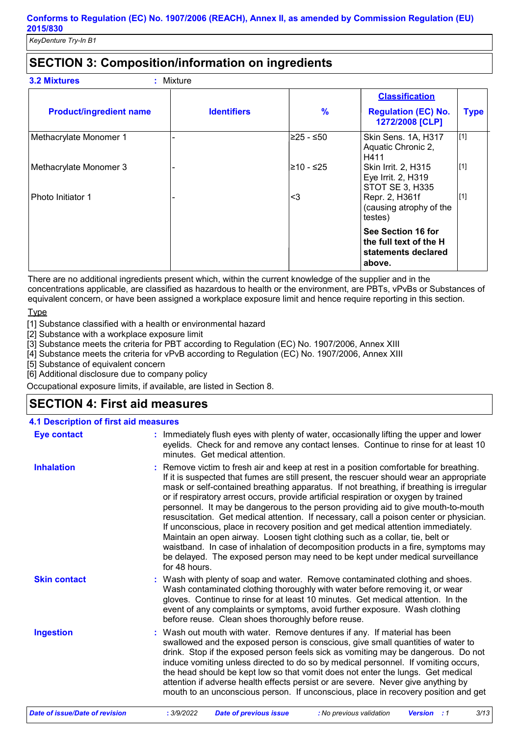**Conforms to Regulation (EC) No. 1907/2006 (REACH), Annex II, as amended by Commission Regulation (EU) 2015/830**

*KeyDenture Try-In B1*

## SECTION 3: Composition/information on ingredients

**3.2 Mixtures** : Mixture

| Product/ingredient name | Identifiers | % | Classification Regulation (EC) No. 1272/2008 [CLP] | Type |
|---|---|---|---|---|
| Methacrylate Monomer 1 | - | ≥25 - ≤50 | Skin Sens. 1A, H317<br>Aquatic Chronic 2, H411 | [1] |
| Methacrylate Monomer 3 | - | ≥10 - ≤25 | Skin Irrit. 2, H315<br>Eye Irrit. 2, H319<br>STOT SE 3, H335 | [1] |
| Photo Initiator 1 | - | <3 | Repr. 2, H361f (causing atrophy of the testes) | [1] |
| | | | **See Section 16 for the full text of the H statements declared above.** | |

There are no additional ingredients present which, within the current knowledge of the supplier and in the concentrations applicable, are classified as hazardous to health or the environment, are PBTs, vPvBs or Substances of equivalent concern, or have been assigned a workplace exposure limit and hence require reporting in this section.

Type

[1] Substance classified with a health or environmental hazard
[2] Substance with a workplace exposure limit
[3] Substance meets the criteria for PBT according to Regulation (EC) No. 1907/2006, Annex XIII
[4] Substance meets the criteria for vPvB according to Regulation (EC) No. 1907/2006, Annex XIII
[5] Substance of equivalent concern
[6] Additional disclosure due to company policy

Occupational exposure limits, if available, are listed in Section 8.

## SECTION 4: First aid measures

### 4.1 Description of first aid measures

**Eye contact** : Immediately flush eyes with plenty of water, occasionally lifting the upper and lower eyelids. Check for and remove any contact lenses. Continue to rinse for at least 10 minutes. Get medical attention.

**Inhalation** : Remove victim to fresh air and keep at rest in a position comfortable for breathing. If it is suspected that fumes are still present, the rescuer should wear an appropriate mask or self-contained breathing apparatus. If not breathing, if breathing is irregular or if respiratory arrest occurs, provide artificial respiration or oxygen by trained personnel. It may be dangerous to the person providing aid to give mouth-to-mouth resuscitation. Get medical attention. If necessary, call a poison center or physician. If unconscious, place in recovery position and get medical attention immediately. Maintain an open airway. Loosen tight clothing such as a collar, tie, belt or waistband. In case of inhalation of decomposition products in a fire, symptoms may be delayed. The exposed person may need to be kept under medical surveillance for 48 hours.

**Skin contact** : Wash with plenty of soap and water. Remove contaminated clothing and shoes. Wash contaminated clothing thoroughly with water before removing it, or wear gloves. Continue to rinse for at least 10 minutes. Get medical attention. In the event of any complaints or symptoms, avoid further exposure. Wash clothing before reuse. Clean shoes thoroughly before reuse.

**Ingestion** : Wash out mouth with water. Remove dentures if any. If material has been swallowed and the exposed person is conscious, give small quantities of water to drink. Stop if the exposed person feels sick as vomiting may be dangerous. Do not induce vomiting unless directed to do so by medical personnel. If vomiting occurs, the head should be kept low so that vomit does not enter the lungs. Get medical attention if adverse health effects persist or are severe. Never give anything by mouth to an unconscious person. If unconscious, place in recovery position and get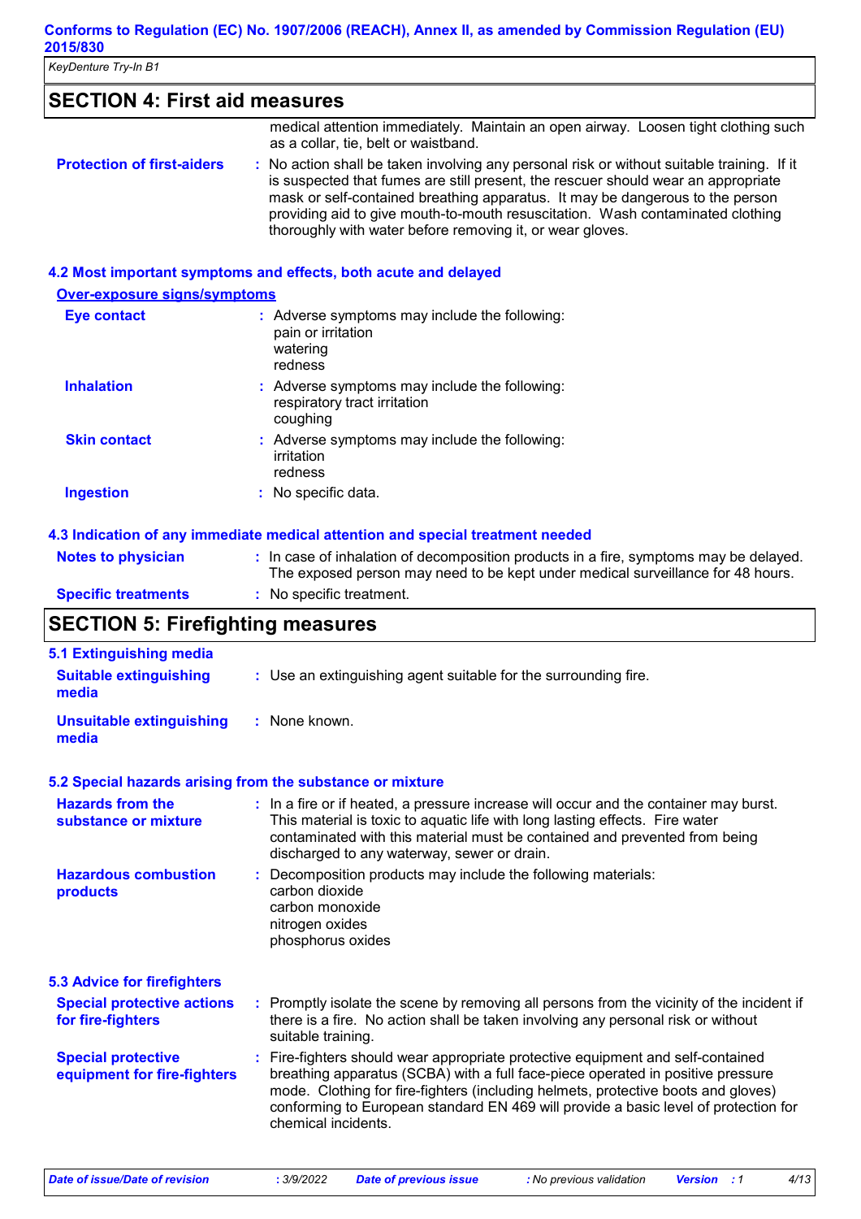## SECTION 4: First aid measures

medical attention immediately. Maintain an open airway. Loosen tight clothing such as a collar, tie, belt or waistband.

**Protection of first-aiders** : No action shall be taken involving any personal risk or without suitable training. If it is suspected that fumes are still present, the rescuer should wear an appropriate mask or self-contained breathing apparatus. It may be dangerous to the person providing aid to give mouth-to-mouth resuscitation. Wash contaminated clothing thoroughly with water before removing it, or wear gloves.

### 4.2 Most important symptoms and effects, both acute and delayed

**Over-exposure signs/symptoms**

**Eye contact** : Adverse symptoms may include the following:
pain or irritation
watering
redness

**Inhalation** : Adverse symptoms may include the following:
respiratory tract irritation
coughing

**Skin contact** : Adverse symptoms may include the following:
irritation
redness

**Ingestion** : No specific data.

### 4.3 Indication of any immediate medical attention and special treatment needed

**Notes to physician** : In case of inhalation of decomposition products in a fire, symptoms may be delayed. The exposed person may need to be kept under medical surveillance for 48 hours.

**Specific treatments** : No specific treatment.

## SECTION 5: Firefighting measures

### 5.1 Extinguishing media

**Suitable extinguishing media** : Use an extinguishing agent suitable for the surrounding fire.

**Unsuitable extinguishing media** : None known.

### 5.2 Special hazards arising from the substance or mixture

**Hazards from the substance or mixture** : In a fire or if heated, a pressure increase will occur and the container may burst. This material is toxic to aquatic life with long lasting effects. Fire water contaminated with this material must be contained and prevented from being discharged to any waterway, sewer or drain.

**Hazardous combustion products** : Decomposition products may include the following materials:
carbon dioxide
carbon monoxide
nitrogen oxides
phosphorus oxides

### 5.3 Advice for firefighters

**Special protective actions for fire-fighters** : Promptly isolate the scene by removing all persons from the vicinity of the incident if there is a fire. No action shall be taken involving any personal risk or without suitable training.

**Special protective equipment for fire-fighters** : Fire-fighters should wear appropriate protective equipment and self-contained breathing apparatus (SCBA) with a full face-piece operated in positive pressure mode. Clothing for fire-fighters (including helmets, protective boots and gloves) conforming to European standard EN 469 will provide a basic level of protection for chemical incidents.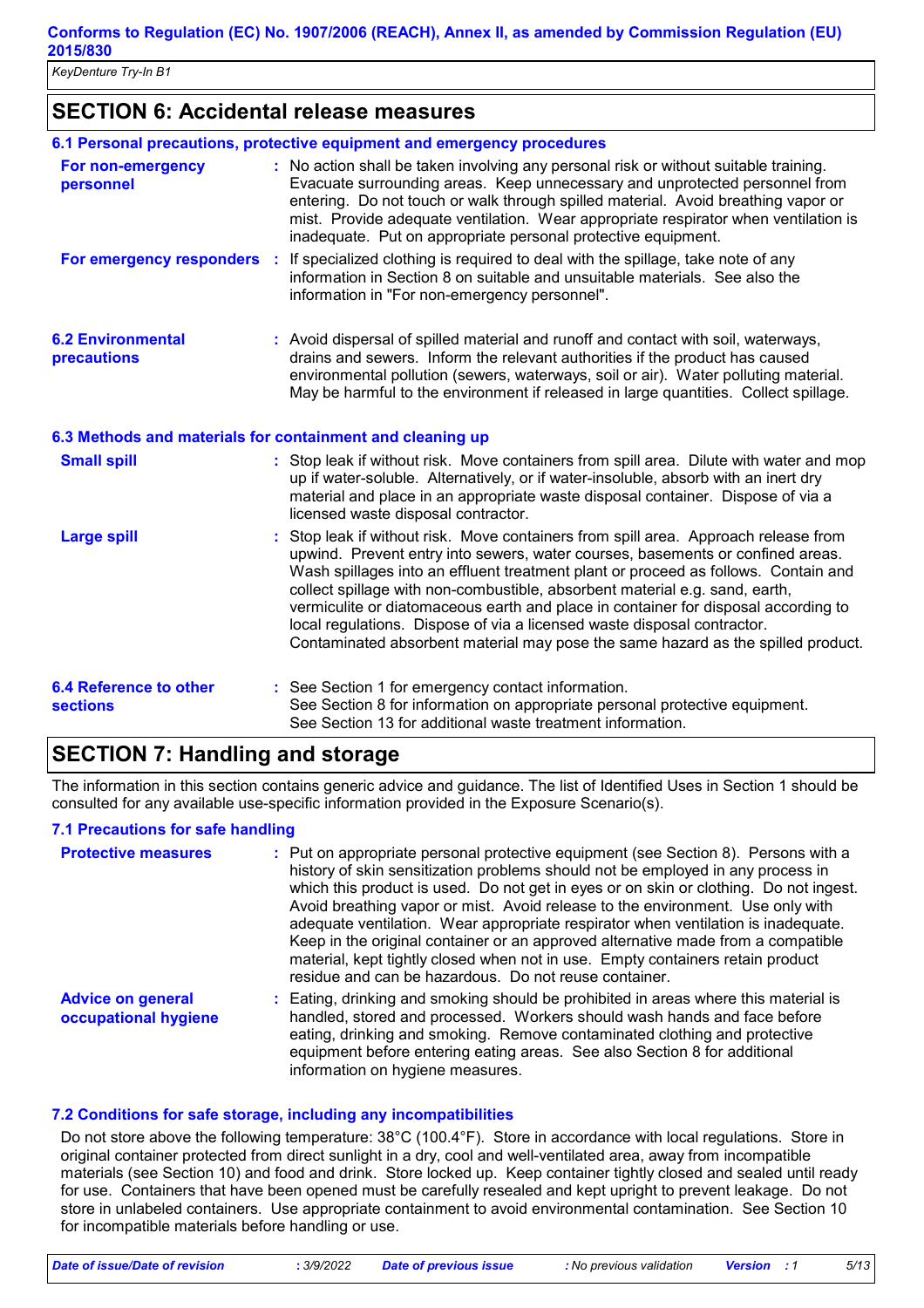## SECTION 6: Accidental release measures

### 6.1 Personal precautions, protective equipment and emergency procedures

**For non-emergency personnel** : No action shall be taken involving any personal risk or without suitable training. Evacuate surrounding areas. Keep unnecessary and unprotected personnel from entering. Do not touch or walk through spilled material. Avoid breathing vapor or mist. Provide adequate ventilation. Wear appropriate respirator when ventilation is inadequate. Put on appropriate personal protective equipment.

**For emergency responders** : If specialized clothing is required to deal with the spillage, take note of any information in Section 8 on suitable and unsuitable materials. See also the information in "For non-emergency personnel".

**6.2 Environmental precautions** : Avoid dispersal of spilled material and runoff and contact with soil, waterways, drains and sewers. Inform the relevant authorities if the product has caused environmental pollution (sewers, waterways, soil or air). Water polluting material. May be harmful to the environment if released in large quantities. Collect spillage.

### 6.3 Methods and materials for containment and cleaning up

**Small spill** : Stop leak if without risk. Move containers from spill area. Dilute with water and mop up if water-soluble. Alternatively, or if water-insoluble, absorb with an inert dry material and place in an appropriate waste disposal container. Dispose of via a licensed waste disposal contractor.

**Large spill** : Stop leak if without risk. Move containers from spill area. Approach release from upwind. Prevent entry into sewers, water courses, basements or confined areas. Wash spillages into an effluent treatment plant or proceed as follows. Contain and collect spillage with non-combustible, absorbent material e.g. sand, earth, vermiculite or diatomaceous earth and place in container for disposal according to local regulations. Dispose of via a licensed waste disposal contractor. Contaminated absorbent material may pose the same hazard as the spilled product.

**6.4 Reference to other sections** : See Section 1 for emergency contact information.
See Section 8 for information on appropriate personal protective equipment.
See Section 13 for additional waste treatment information.

## SECTION 7: Handling and storage

The information in this section contains generic advice and guidance. The list of Identified Uses in Section 1 should be consulted for any available use-specific information provided in the Exposure Scenario(s).

### 7.1 Precautions for safe handling

**Protective measures** : Put on appropriate personal protective equipment (see Section 8). Persons with a history of skin sensitization problems should not be employed in any process in which this product is used. Do not get in eyes or on skin or clothing. Do not ingest. Avoid breathing vapor or mist. Avoid release to the environment. Use only with adequate ventilation. Wear appropriate respirator when ventilation is inadequate. Keep in the original container or an approved alternative made from a compatible material, kept tightly closed when not in use. Empty containers retain product residue and can be hazardous. Do not reuse container.

**Advice on general occupational hygiene** : Eating, drinking and smoking should be prohibited in areas where this material is handled, stored and processed. Workers should wash hands and face before eating, drinking and smoking. Remove contaminated clothing and protective equipment before entering eating areas. See also Section 8 for additional information on hygiene measures.

### 7.2 Conditions for safe storage, including any incompatibilities

Do not store above the following temperature: 38°C (100.4°F). Store in accordance with local regulations. Store in original container protected from direct sunlight in a dry, cool and well-ventilated area, away from incompatible materials (see Section 10) and food and drink. Store locked up. Keep container tightly closed and sealed until ready for use. Containers that have been opened must be carefully resealed and kept upright to prevent leakage. Do not store in unlabeled containers. Use appropriate containment to avoid environmental contamination. See Section 10 for incompatible materials before handling or use.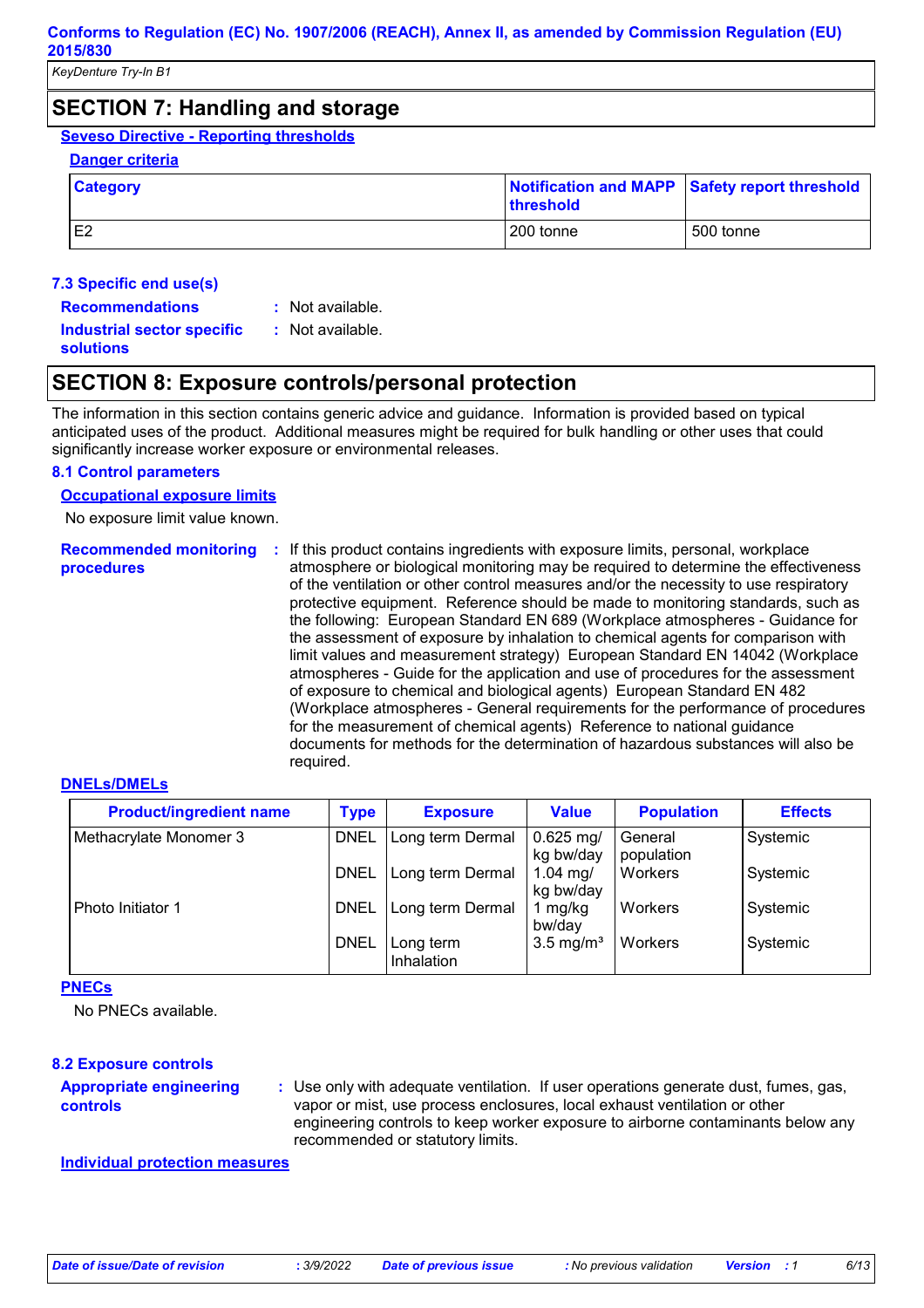## SECTION 7: Handling and storage

**Seveso Directive - Reporting thresholds**

**Danger criteria**

| Category | Notification and MAPP threshold | Safety report threshold |
|---|---|---|
| E2 | 200 tonne | 500 tonne |

**7.3 Specific end use(s)**

**Recommendations** : Not available.

**Industrial sector specific solutions** : Not available.

## SECTION 8: Exposure controls/personal protection

The information in this section contains generic advice and guidance. Information is provided based on typical anticipated uses of the product. Additional measures might be required for bulk handling or other uses that could significantly increase worker exposure or environmental releases.

**8.1 Control parameters**

**Occupational exposure limits**

No exposure limit value known.

**Recommended monitoring procedures** : If this product contains ingredients with exposure limits, personal, workplace atmosphere or biological monitoring may be required to determine the effectiveness of the ventilation or other control measures and/or the necessity to use respiratory protective equipment. Reference should be made to monitoring standards, such as the following: European Standard EN 689 (Workplace atmospheres - Guidance for the assessment of exposure by inhalation to chemical agents for comparison with limit values and measurement strategy) European Standard EN 14042 (Workplace atmospheres - Guide for the application and use of procedures for the assessment of exposure to chemical and biological agents) European Standard EN 482 (Workplace atmospheres - General requirements for the performance of procedures for the measurement of chemical agents) Reference to national guidance documents for methods for the determination of hazardous substances will also be required.

**DNELs/DMELs**

| Product/ingredient name | Type | Exposure | Value | Population | Effects |
|---|---|---|---|---|---|
| Methacrylate Monomer 3 | DNEL | Long term Dermal | 0.625 mg/kg bw/day | General population | Systemic |
| | DNEL | Long term Dermal | 1.04 mg/kg bw/day | Workers | Systemic |
| Photo Initiator 1 | DNEL | Long term Dermal | 1 mg/kg bw/day | Workers | Systemic |
| | DNEL | Long term Inhalation | 3.5 mg/m³ | Workers | Systemic |

**PNECs**

No PNECs available.

**8.2 Exposure controls**

**Appropriate engineering controls** : Use only with adequate ventilation. If user operations generate dust, fumes, gas, vapor or mist, use process enclosures, local exhaust ventilation or other engineering controls to keep worker exposure to airborne contaminants below any recommended or statutory limits.

**Individual protection measures**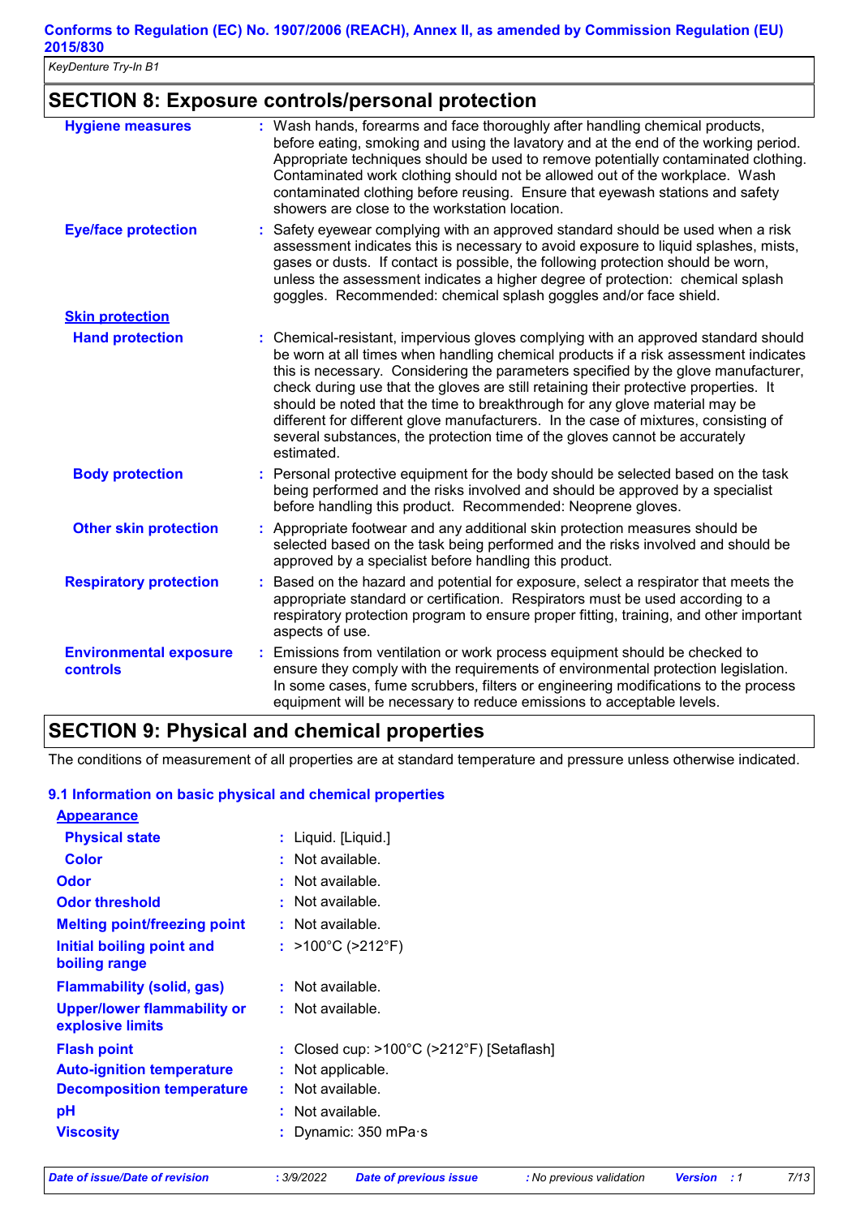## SECTION 8: Exposure controls/personal protection

| | |
|---|---|
| **Hygiene measures** | : Wash hands, forearms and face thoroughly after handling chemical products, before eating, smoking and using the lavatory and at the end of the working period. Appropriate techniques should be used to remove potentially contaminated clothing. Contaminated work clothing should not be allowed out of the workplace. Wash contaminated clothing before reusing. Ensure that eyewash stations and safety showers are close to the workstation location. |
| **Eye/face protection** | : Safety eyewear complying with an approved standard should be used when a risk assessment indicates this is necessary to avoid exposure to liquid splashes, mists, gases or dusts. If contact is possible, the following protection should be worn, unless the assessment indicates a higher degree of protection: chemical splash goggles. Recommended: chemical splash goggles and/or face shield. |
| **Skin protection** | |
| **Hand protection** | : Chemical-resistant, impervious gloves complying with an approved standard should be worn at all times when handling chemical products if a risk assessment indicates this is necessary. Considering the parameters specified by the glove manufacturer, check during use that the gloves are still retaining their protective properties. It should be noted that the time to breakthrough for any glove material may be different for different glove manufacturers. In the case of mixtures, consisting of several substances, the protection time of the gloves cannot be accurately estimated. |
| **Body protection** | : Personal protective equipment for the body should be selected based on the task being performed and the risks involved and should be approved by a specialist before handling this product. Recommended: Neoprene gloves. |
| **Other skin protection** | : Appropriate footwear and any additional skin protection measures should be selected based on the task being performed and the risks involved and should be approved by a specialist before handling this product. |
| **Respiratory protection** | : Based on the hazard and potential for exposure, select a respirator that meets the appropriate standard or certification. Respirators must be used according to a respiratory protection program to ensure proper fitting, training, and other important aspects of use. |
| **Environmental exposure controls** | : Emissions from ventilation or work process equipment should be checked to ensure they comply with the requirements of environmental protection legislation. In some cases, fume scrubbers, filters or engineering modifications to the process equipment will be necessary to reduce emissions to acceptable levels. |

## SECTION 9: Physical and chemical properties

The conditions of measurement of all properties are at standard temperature and pressure unless otherwise indicated.

### 9.1 Information on basic physical and chemical properties

| | |
|---|---|
| **Appearance** | |
| **Physical state** | : Liquid. [Liquid.] |
| **Color** | : Not available. |
| **Odor** | : Not available. |
| **Odor threshold** | : Not available. |
| **Melting point/freezing point** | : Not available. |
| **Initial boiling point and boiling range** | : >100°C (>212°F) |
| **Flammability (solid, gas)** | : Not available. |
| **Upper/lower flammability or explosive limits** | : Not available. |
| **Flash point** | : Closed cup: >100°C (>212°F) [Setaflash] |
| **Auto-ignition temperature** | : Not applicable. |
| **Decomposition temperature** | : Not available. |
| **pH** | : Not available. |
| **Viscosity** | : Dynamic: 350 mPa·s |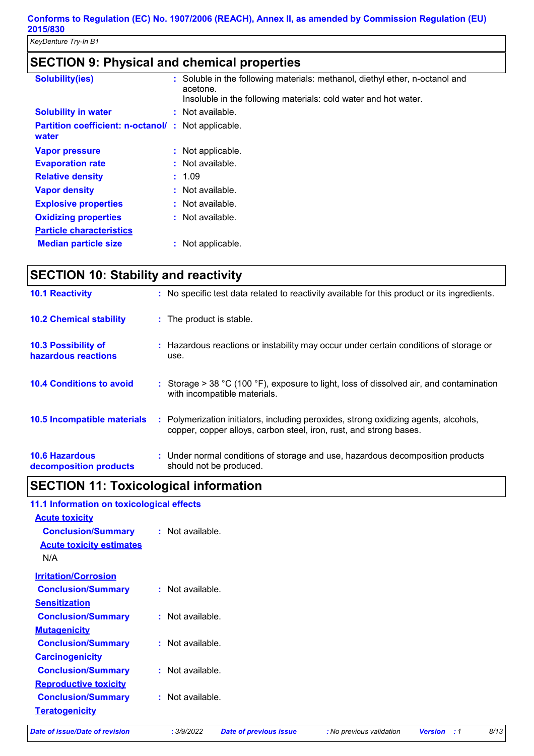## SECTION 9: Physical and chemical properties

| | |
|---|---|
| **Solubility(ies)** | Soluble in the following materials: methanol, diethyl ether, n-octanol and acetone.<br>Insoluble in the following materials: cold water and hot water. |
| **Solubility in water** | Not available. |
| **Partition coefficient: n-octanol/ water** | Not applicable. |
| **Vapor pressure** | Not applicable. |
| **Evaporation rate** | Not available. |
| **Relative density** | 1.09 |
| **Vapor density** | Not available. |
| **Explosive properties** | Not available. |
| **Oxidizing properties** | Not available. |
| **Particle characteristics** | |
| **Median particle size** | Not applicable. |

## SECTION 10: Stability and reactivity

| | |
|---|---|
| **10.1 Reactivity** | No specific test data related to reactivity available for this product or its ingredients. |
| **10.2 Chemical stability** | The product is stable. |
| **10.3 Possibility of hazardous reactions** | Hazardous reactions or instability may occur under certain conditions of storage or use. |
| **10.4 Conditions to avoid** | Storage > 38 °C (100 °F), exposure to light, loss of dissolved air, and contamination with incompatible materials. |
| **10.5 Incompatible materials** | Polymerization initiators, including peroxides, strong oxidizing agents, alcohols, copper, copper alloys, carbon steel, iron, rust, and strong bases. |
| **10.6 Hazardous decomposition products** | Under normal conditions of storage and use, hazardous decomposition products should not be produced. |

## SECTION 11: Toxicological information

### 11.1 Information on toxicological effects

**Acute toxicity**

**Conclusion/Summary** : Not available.

**Acute toxicity estimates**

N/A

**Irritation/Corrosion**

**Conclusion/Summary** : Not available.

**Sensitization**

**Conclusion/Summary** : Not available.

**Mutagenicity**

**Conclusion/Summary** : Not available.

**Carcinogenicity**

**Conclusion/Summary** : Not available.

**Reproductive toxicity**

**Conclusion/Summary** : Not available.

**Teratogenicity**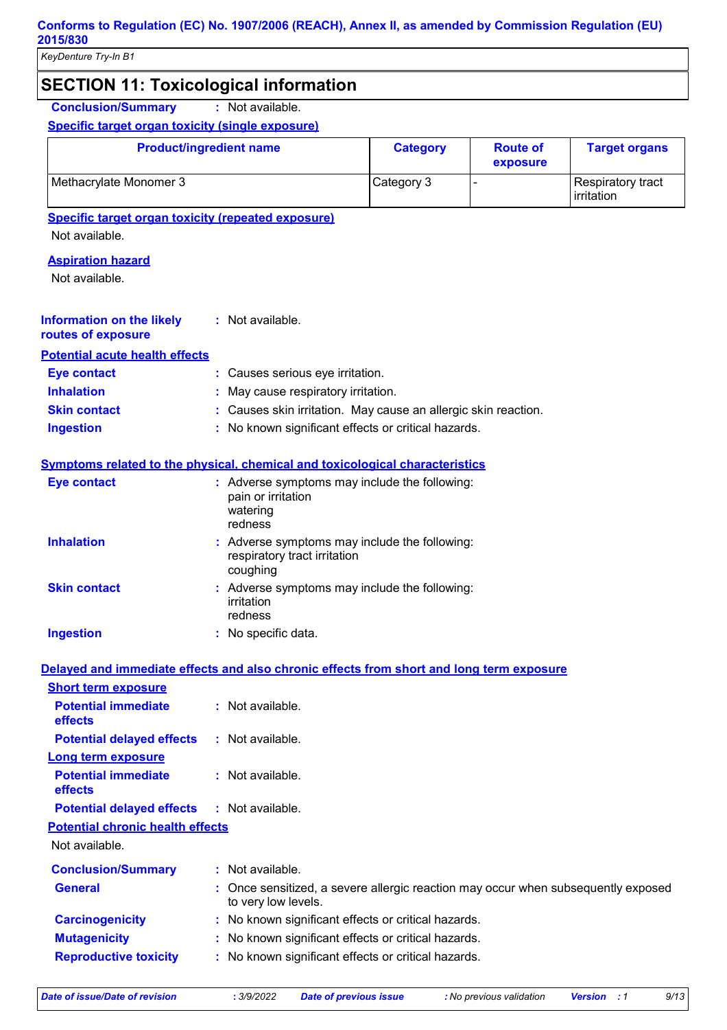## SECTION 11: Toxicological information

**Conclusion/Summary** : Not available.

**Specific target organ toxicity (single exposure)**

| Product/ingredient name | Category | Route of exposure | Target organs |
|---|---|---|---|
| Methacrylate Monomer 3 | Category 3 | - | Respiratory tract irritation |

**Specific target organ toxicity (repeated exposure)**

Not available.

**Aspiration hazard**

Not available.

**Information on the likely routes of exposure** : Not available.

**Potential acute health effects**

**Eye contact** : Causes serious eye irritation.

**Inhalation** : May cause respiratory irritation.

**Skin contact** : Causes skin irritation. May cause an allergic skin reaction.

**Ingestion** : No known significant effects or critical hazards.

**Symptoms related to the physical, chemical and toxicological characteristics**

**Eye contact** : Adverse symptoms may include the following:
pain or irritation
watering
redness

**Inhalation** : Adverse symptoms may include the following:
respiratory tract irritation
coughing

**Skin contact** : Adverse symptoms may include the following:
irritation
redness

**Ingestion** : No specific data.

**Delayed and immediate effects and also chronic effects from short and long term exposure**

**Short term exposure**

**Potential immediate effects** : Not available.

**Potential delayed effects** : Not available.

**Long term exposure**

**Potential immediate effects** : Not available.

**Potential delayed effects** : Not available.

**Potential chronic health effects**

Not available.

**Conclusion/Summary** : Not available.

**General** : Once sensitized, a severe allergic reaction may occur when subsequently exposed to very low levels.

**Carcinogenicity** : No known significant effects or critical hazards.

**Mutagenicity** : No known significant effects or critical hazards.

**Reproductive toxicity** : No known significant effects or critical hazards.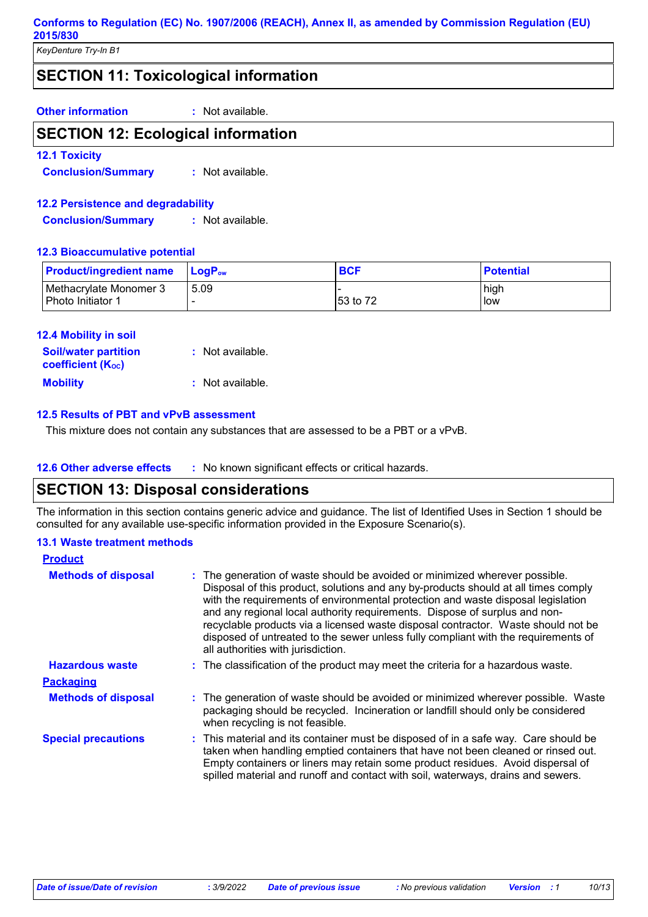## SECTION 11: Toxicological information

**Other information** : Not available.

## SECTION 12: Ecological information

### 12.1 Toxicity

**Conclusion/Summary** : Not available.

### 12.2 Persistence and degradability

**Conclusion/Summary** : Not available.

### 12.3 Bioaccumulative potential

| Product/ingredient name | $LogP_{ow}$ | BCF | Potential |
|---|---|---|---|
| Methacrylate Monomer 3 | 5.09 | - | high |
| Photo Initiator 1 | - | 53 to 72 | low |

### 12.4 Mobility in soil

**Soil/water partition coefficient ($K_{OC}$)** : Not available.

**Mobility** : Not available.

### 12.5 Results of PBT and vPvB assessment

This mixture does not contain any substances that are assessed to be a PBT or a vPvB.

### 12.6 Other adverse effects

: No known significant effects or critical hazards.

## SECTION 13: Disposal considerations

The information in this section contains generic advice and guidance. The list of Identified Uses in Section 1 should be consulted for any available use-specific information provided in the Exposure Scenario(s).

### 13.1 Waste treatment methods

**Product**

**Methods of disposal** : The generation of waste should be avoided or minimized wherever possible. Disposal of this product, solutions and any by-products should at all times comply with the requirements of environmental protection and waste disposal legislation and any regional local authority requirements. Dispose of surplus and non-recyclable products via a licensed waste disposal contractor. Waste should not be disposed of untreated to the sewer unless fully compliant with the requirements of all authorities with jurisdiction.

**Hazardous waste** : The classification of the product may meet the criteria for a hazardous waste.

**Packaging**

**Methods of disposal** : The generation of waste should be avoided or minimized wherever possible. Waste packaging should be recycled. Incineration or landfill should only be considered when recycling is not feasible.

**Special precautions** : This material and its container must be disposed of in a safe way. Care should be taken when handling emptied containers that have not been cleaned or rinsed out. Empty containers or liners may retain some product residues. Avoid dispersal of spilled material and runoff and contact with soil, waterways, drains and sewers.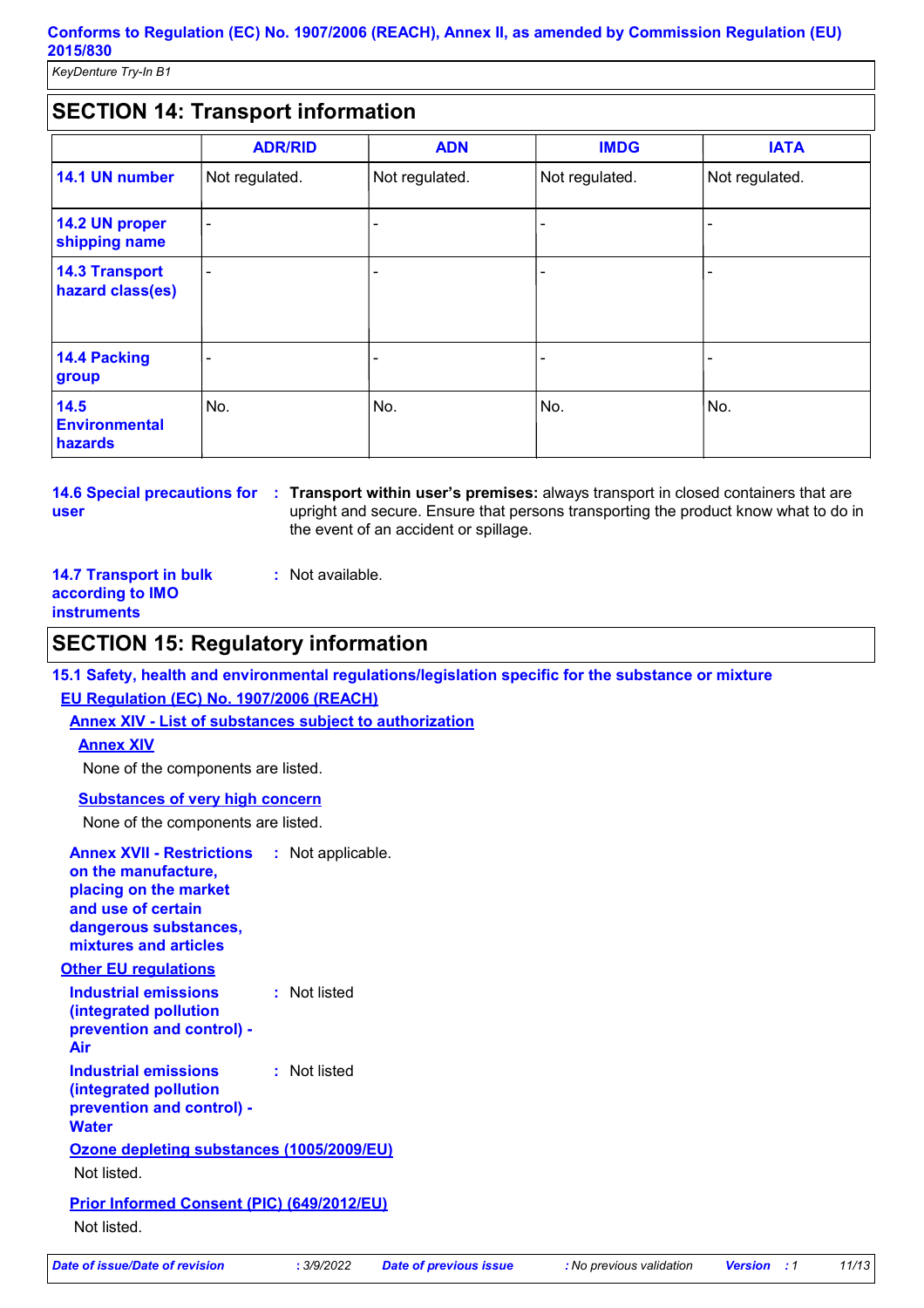## SECTION 14: Transport information

| | ADR/RID | ADN | IMDG | IATA |
|---|---|---|---|---|
| **14.1 UN number** | Not regulated. | Not regulated. | Not regulated. | Not regulated. |
| **14.2 UN proper shipping name** | - | - | - | - |
| **14.3 Transport hazard class(es)** | - | - | - | - |
| **14.4 Packing group** | - | - | - | - |
| **14.5 Environmental hazards** | No. | No. | No. | No. |

**14.6 Special precautions for user** : **Transport within user's premises:** always transport in closed containers that are upright and secure. Ensure that persons transporting the product know what to do in the event of an accident or spillage.

**14.7 Transport in bulk according to IMO instruments** : Not available.

## SECTION 15: Regulatory information

### 15.1 Safety, health and environmental regulations/legislation specific for the substance or mixture

**EU Regulation (EC) No. 1907/2006 (REACH)**

**Annex XIV - List of substances subject to authorization**

**Annex XIV**

None of the components are listed.

**Substances of very high concern**

None of the components are listed.

**Annex XVII - Restrictions on the manufacture, placing on the market and use of certain dangerous substances, mixtures and articles** : Not applicable.

**Other EU regulations**

**Industrial emissions (integrated pollution prevention and control) - Air** : Not listed

**Industrial emissions (integrated pollution prevention and control) - Water** : Not listed

**Ozone depleting substances (1005/2009/EU)**

Not listed.

**Prior Informed Consent (PIC) (649/2012/EU)**

Not listed.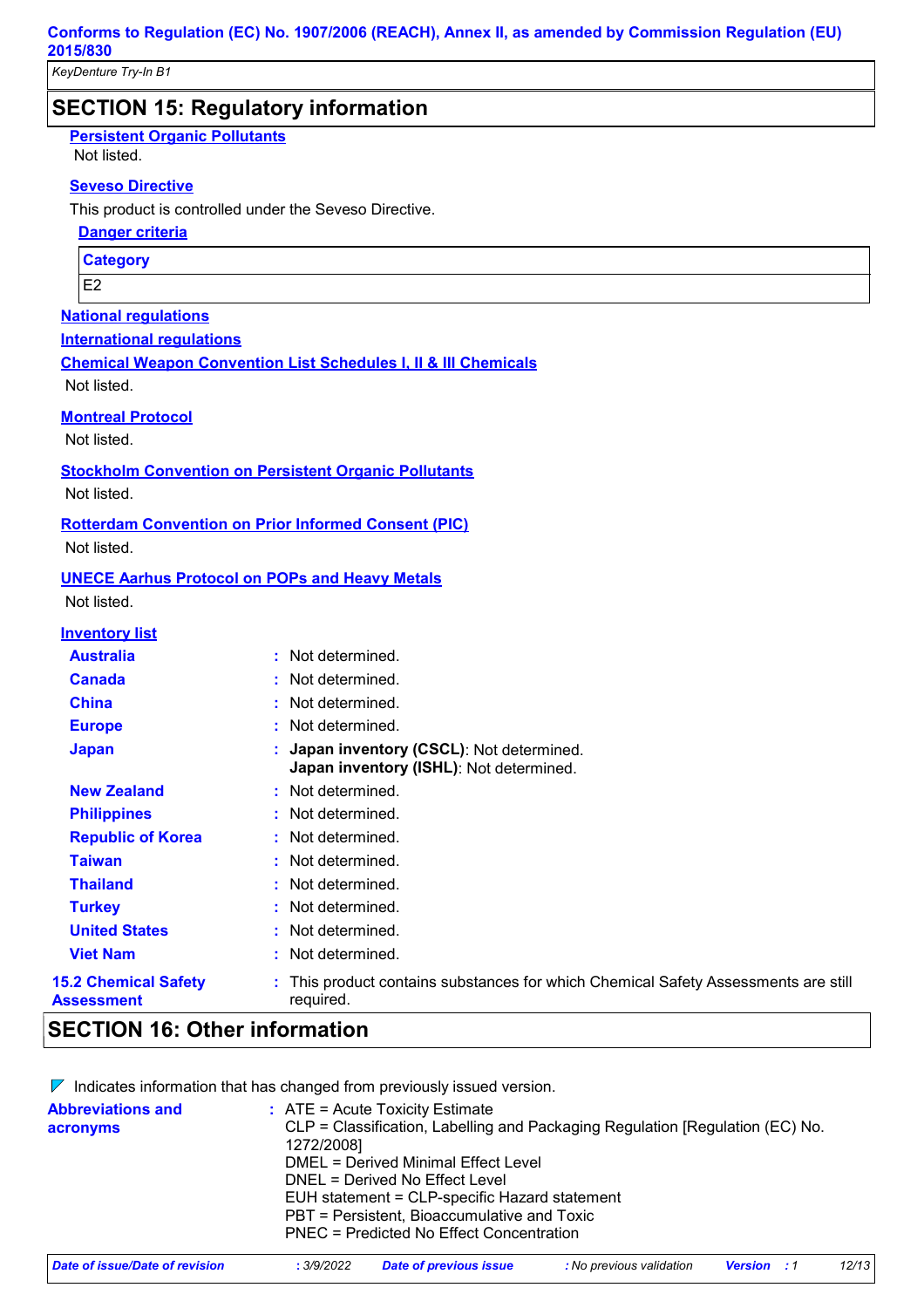## SECTION 15: Regulatory information

**Persistent Organic Pollutants**

Not listed.

**Seveso Directive**

This product is controlled under the Seveso Directive.

**Danger criteria**

| Category |
|---|
| E2 |

**National regulations**

**International regulations**

**Chemical Weapon Convention List Schedules I, II & III Chemicals**

Not listed.

**Montreal Protocol**

Not listed.

**Stockholm Convention on Persistent Organic Pollutants**

Not listed.

**Rotterdam Convention on Prior Informed Consent (PIC)**

Not listed.

**UNECE Aarhus Protocol on POPs and Heavy Metals**

Not listed.

**Inventory list**

| | |
|---|---|
| **Australia** | : Not determined. |
| **Canada** | : Not determined. |
| **China** | : Not determined. |
| **Europe** | : Not determined. |
| **Japan** | : **Japan inventory (CSCL)**: Not determined.<br>**Japan inventory (ISHL)**: Not determined. |
| **New Zealand** | : Not determined. |
| **Philippines** | : Not determined. |
| **Republic of Korea** | : Not determined. |
| **Taiwan** | : Not determined. |
| **Thailand** | : Not determined. |
| **Turkey** | : Not determined. |
| **United States** | : Not determined. |
| **Viet Nam** | : Not determined. |

**15.2 Chemical Safety Assessment** : This product contains substances for which Chemical Safety Assessments are still required.

## SECTION 16: Other information

Indicates information that has changed from previously issued version.

**Abbreviations and acronyms** :
ATE = Acute Toxicity Estimate
CLP = Classification, Labelling and Packaging Regulation [Regulation (EC) No. 1272/2008]
DMEL = Derived Minimal Effect Level
DNEL = Derived No Effect Level
EUH statement = CLP-specific Hazard statement
PBT = Persistent, Bioaccumulative and Toxic
PNEC = Predicted No Effect Concentration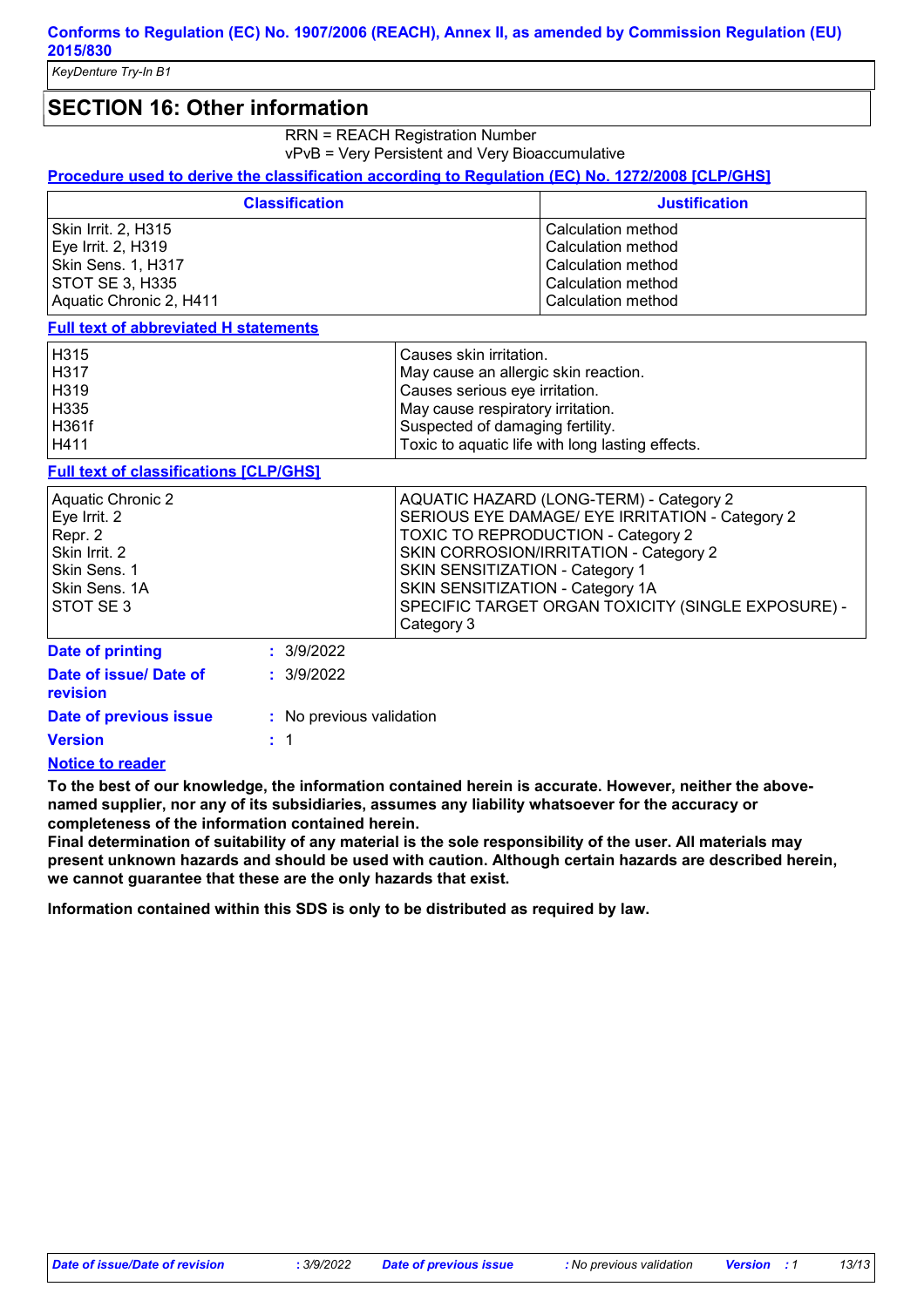## SECTION 16: Other information

RRN = REACH Registration Number
vPvB = Very Persistent and Very Bioaccumulative

**Procedure used to derive the classification according to Regulation (EC) No. 1272/2008 [CLP/GHS]**

| Classification | Justification |
|---|---|
| Skin Irrit. 2, H315 | Calculation method |
| Eye Irrit. 2, H319 | Calculation method |
| Skin Sens. 1, H317 | Calculation method |
| STOT SE 3, H335 | Calculation method |
| Aquatic Chronic 2, H411 | Calculation method |

**Full text of abbreviated H statements**

| | |
|---|---|
| H315 | Causes skin irritation. |
| H317 | May cause an allergic skin reaction. |
| H319 | Causes serious eye irritation. |
| H335 | May cause respiratory irritation. |
| H361f | Suspected of damaging fertility. |
| H411 | Toxic to aquatic life with long lasting effects. |

**Full text of classifications [CLP/GHS]**

| | |
|---|---|
| Aquatic Chronic 2 | AQUATIC HAZARD (LONG-TERM) - Category 2 |
| Eye Irrit. 2 | SERIOUS EYE DAMAGE/ EYE IRRITATION - Category 2 |
| Repr. 2 | TOXIC TO REPRODUCTION - Category 2 |
| Skin Irrit. 2 | SKIN CORROSION/IRRITATION - Category 2 |
| Skin Sens. 1 | SKIN SENSITIZATION - Category 1 |
| Skin Sens. 1A | SKIN SENSITIZATION - Category 1A |
| STOT SE 3 | SPECIFIC TARGET ORGAN TOXICITY (SINGLE EXPOSURE) - Category 3 |

**Date of printing** : 3/9/2022

**Date of issue/ Date of revision** : 3/9/2022

**Date of previous issue** : No previous validation

**Version** : 1

**Notice to reader**

**To the best of our knowledge, the information contained herein is accurate. However, neither the above-named supplier, nor any of its subsidiaries, assumes any liability whatsoever for the accuracy or completeness of the information contained herein.**
**Final determination of suitability of any material is the sole responsibility of the user. All materials may present unknown hazards and should be used with caution. Although certain hazards are described herein, we cannot guarantee that these are the only hazards that exist.**

**Information contained within this SDS is only to be distributed as required by law.**